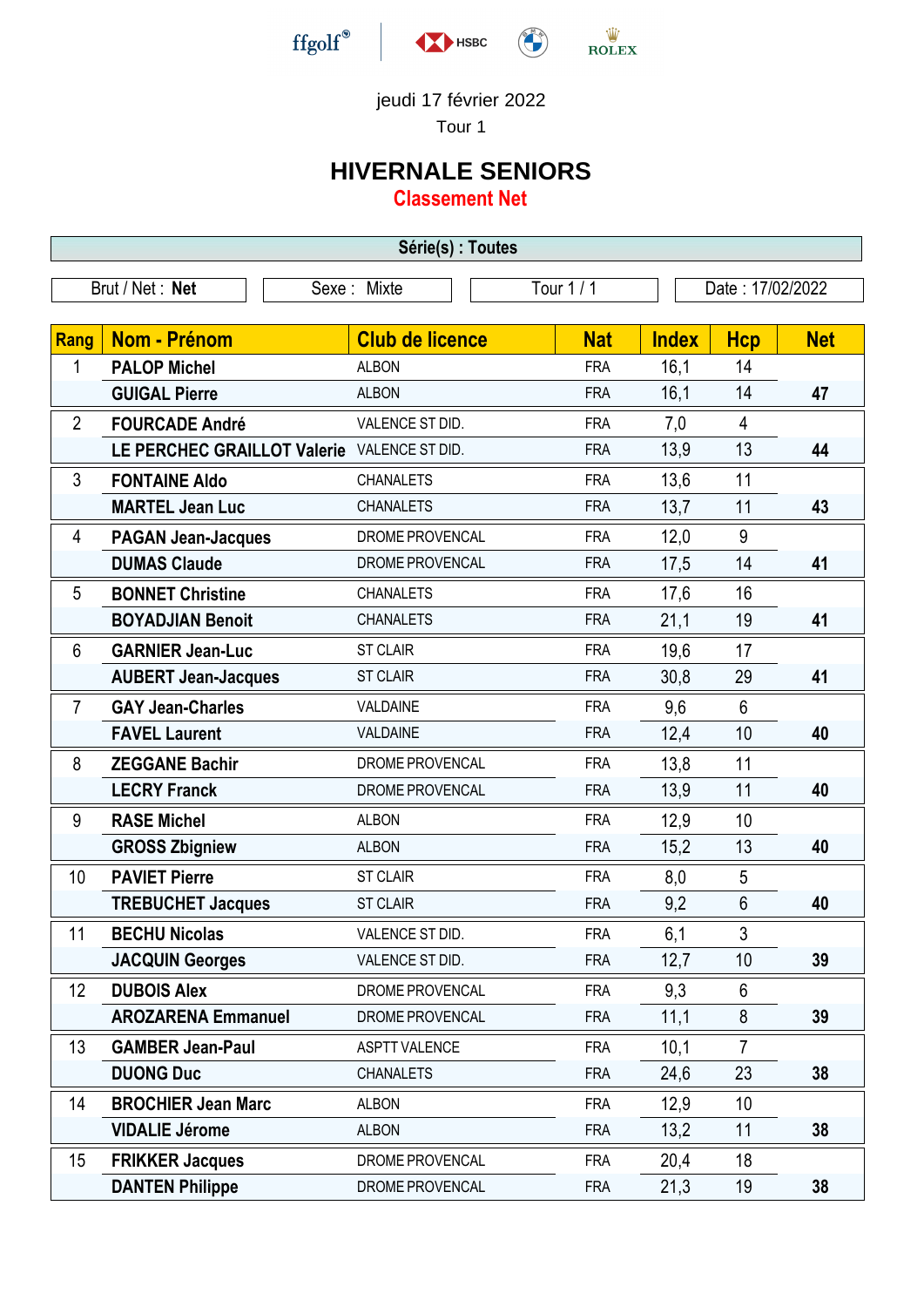jeudi 17 février 2022

Tour 1

# HIVERNALE SENIORS

## Classement Net

**Série(s) : Toutes**

Brut / Net : **Net** | Sexe : Mixte | Tour 1 / 1 | Date : 17/02/2022

| Rang | Nom - Prénom | Club de licence | Nat | Index | Hcp | Net |
|---|---|---|---|---|---|---|
| 1 | **PALOP Michel** | ALBON | FRA | 16,1 | 14 | |
| | **GUIGAL Pierre** | ALBON | FRA | 16,1 | 14 | **47** |
| 2 | **FOURCADE André** | VALENCE ST DID. | FRA | 7,0 | 4 | |
| | **LE PERCHEC GRAILLOT Valerie** | VALENCE ST DID. | FRA | 13,9 | 13 | **44** |
| 3 | **FONTAINE Aldo** | CHANALETS | FRA | 13,6 | 11 | |
| | **MARTEL Jean Luc** | CHANALETS | FRA | 13,7 | 11 | **43** |
| 4 | **PAGAN Jean-Jacques** | DROME PROVENCAL | FRA | 12,0 | 9 | |
| | **DUMAS Claude** | DROME PROVENCAL | FRA | 17,5 | 14 | **41** |
| 5 | **BONNET Christine** | CHANALETS | FRA | 17,6 | 16 | |
| | **BOYADJIAN Benoit** | CHANALETS | FRA | 21,1 | 19 | **41** |
| 6 | **GARNIER Jean-Luc** | ST CLAIR | FRA | 19,6 | 17 | |
| | **AUBERT Jean-Jacques** | ST CLAIR | FRA | 30,8 | 29 | **41** |
| 7 | **GAY Jean-Charles** | VALDAINE | FRA | 9,6 | 6 | |
| | **FAVEL Laurent** | VALDAINE | FRA | 12,4 | 10 | **40** |
| 8 | **ZEGGANE Bachir** | DROME PROVENCAL | FRA | 13,8 | 11 | |
| | **LECRY Franck** | DROME PROVENCAL | FRA | 13,9 | 11 | **40** |
| 9 | **RASE Michel** | ALBON | FRA | 12,9 | 10 | |
| | **GROSS Zbigniew** | ALBON | FRA | 15,2 | 13 | **40** |
| 10 | **PAVIET Pierre** | ST CLAIR | FRA | 8,0 | 5 | |
| | **TREBUCHET Jacques** | ST CLAIR | FRA | 9,2 | 6 | **40** |
| 11 | **BECHU Nicolas** | VALENCE ST DID. | FRA | 6,1 | 3 | |
| | **JACQUIN Georges** | VALENCE ST DID. | FRA | 12,7 | 10 | **39** |
| 12 | **DUBOIS Alex** | DROME PROVENCAL | FRA | 9,3 | 6 | |
| | **AROZARENA Emmanuel** | DROME PROVENCAL | FRA | 11,1 | 8 | **39** |
| 13 | **GAMBER Jean-Paul** | ASPTT VALENCE | FRA | 10,1 | 7 | |
| | **DUONG Duc** | CHANALETS | FRA | 24,6 | 23 | **38** |
| 14 | **BROCHIER Jean Marc** | ALBON | FRA | 12,9 | 10 | |
| | **VIDALIE Jérome** | ALBON | FRA | 13,2 | 11 | **38** |
| 15 | **FRIKKER Jacques** | DROME PROVENCAL | FRA | 20,4 | 18 | |
| | **DANTEN Philippe** | DROME PROVENCAL | FRA | 21,3 | 19 | **38** |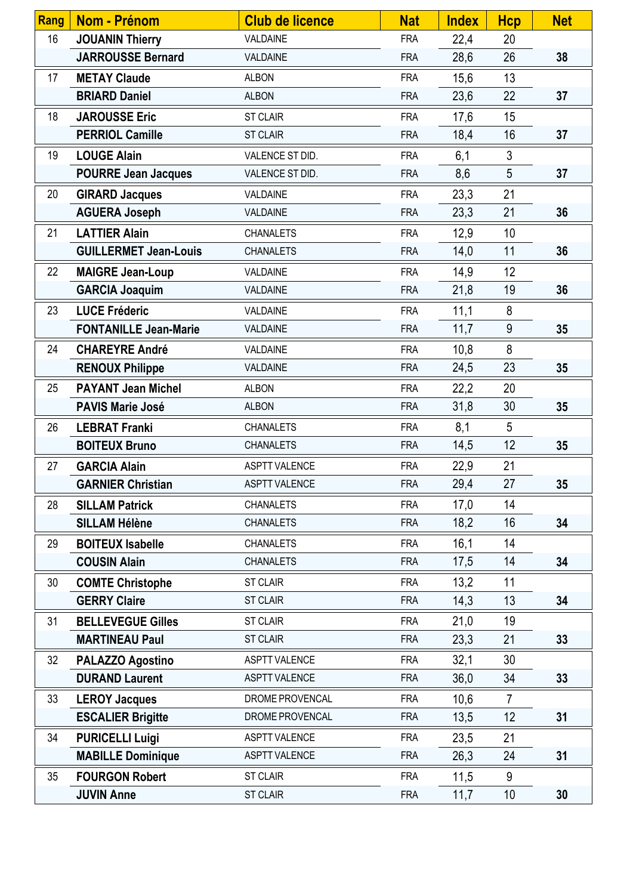| Rang | Nom - Prénom | Club de licence | Nat | Index | Hcp | Net |
|---|---|---|---|---|---|---|
| 16 | **JOUANIN Thierry** | VALDAINE | FRA | 22,4 | 20 | |
| | **JARROUSSE Bernard** | VALDAINE | FRA | 28,6 | 26 | **38** |
| 17 | **METAY Claude** | ALBON | FRA | 15,6 | 13 | |
| | **BRIARD Daniel** | ALBON | FRA | 23,6 | 22 | **37** |
| 18 | **JAROUSSE Eric** | ST CLAIR | FRA | 17,6 | 15 | |
| | **PERRIOL Camille** | ST CLAIR | FRA | 18,4 | 16 | **37** |
| 19 | **LOUGE Alain** | VALENCE ST DID. | FRA | 6,1 | 3 | |
| | **POURRE Jean Jacques** | VALENCE ST DID. | FRA | 8,6 | 5 | **37** |
| 20 | **GIRARD Jacques** | VALDAINE | FRA | 23,3 | 21 | |
| | **AGUERA Joseph** | VALDAINE | FRA | 23,3 | 21 | **36** |
| 21 | **LATTIER Alain** | CHANALETS | FRA | 12,9 | 10 | |
| | **GUILLERMET Jean-Louis** | CHANALETS | FRA | 14,0 | 11 | **36** |
| 22 | **MAIGRE Jean-Loup** | VALDAINE | FRA | 14,9 | 12 | |
| | **GARCIA Joaquim** | VALDAINE | FRA | 21,8 | 19 | **36** |
| 23 | **LUCE Fréderic** | VALDAINE | FRA | 11,1 | 8 | |
| | **FONTANILLE Jean-Marie** | VALDAINE | FRA | 11,7 | 9 | **35** |
| 24 | **CHAREYRE André** | VALDAINE | FRA | 10,8 | 8 | |
| | **RENOUX Philippe** | VALDAINE | FRA | 24,5 | 23 | **35** |
| 25 | **PAYANT Jean Michel** | ALBON | FRA | 22,2 | 20 | |
| | **PAVIS Marie José** | ALBON | FRA | 31,8 | 30 | **35** |
| 26 | **LEBRAT Franki** | CHANALETS | FRA | 8,1 | 5 | |
| | **BOITEUX Bruno** | CHANALETS | FRA | 14,5 | 12 | **35** |
| 27 | **GARCIA Alain** | ASPTT VALENCE | FRA | 22,9 | 21 | |
| | **GARNIER Christian** | ASPTT VALENCE | FRA | 29,4 | 27 | **35** |
| 28 | **SILLAM Patrick** | CHANALETS | FRA | 17,0 | 14 | |
| | **SILLAM Hélène** | CHANALETS | FRA | 18,2 | 16 | **34** |
| 29 | **BOITEUX Isabelle** | CHANALETS | FRA | 16,1 | 14 | |
| | **COUSIN Alain** | CHANALETS | FRA | 17,5 | 14 | **34** |
| 30 | **COMTE Christophe** | ST CLAIR | FRA | 13,2 | 11 | |
| | **GERRY Claire** | ST CLAIR | FRA | 14,3 | 13 | **34** |
| 31 | **BELLEVEGUE Gilles** | ST CLAIR | FRA | 21,0 | 19 | |
| | **MARTINEAU Paul** | ST CLAIR | FRA | 23,3 | 21 | **33** |
| 32 | **PALAZZO Agostino** | ASPTT VALENCE | FRA | 32,1 | 30 | |
| | **DURAND Laurent** | ASPTT VALENCE | FRA | 36,0 | 34 | **33** |
| 33 | **LEROY Jacques** | DROME PROVENCAL | FRA | 10,6 | 7 | |
| | **ESCALIER Brigitte** | DROME PROVENCAL | FRA | 13,5 | 12 | **31** |
| 34 | **PURICELLI Luigi** | ASPTT VALENCE | FRA | 23,5 | 21 | |
| | **MABILLE Dominique** | ASPTT VALENCE | FRA | 26,3 | 24 | **31** |
| 35 | **FOURGON Robert** | ST CLAIR | FRA | 11,5 | 9 | |
| | **JUVIN Anne** | ST CLAIR | FRA | 11,7 | 10 | **30** |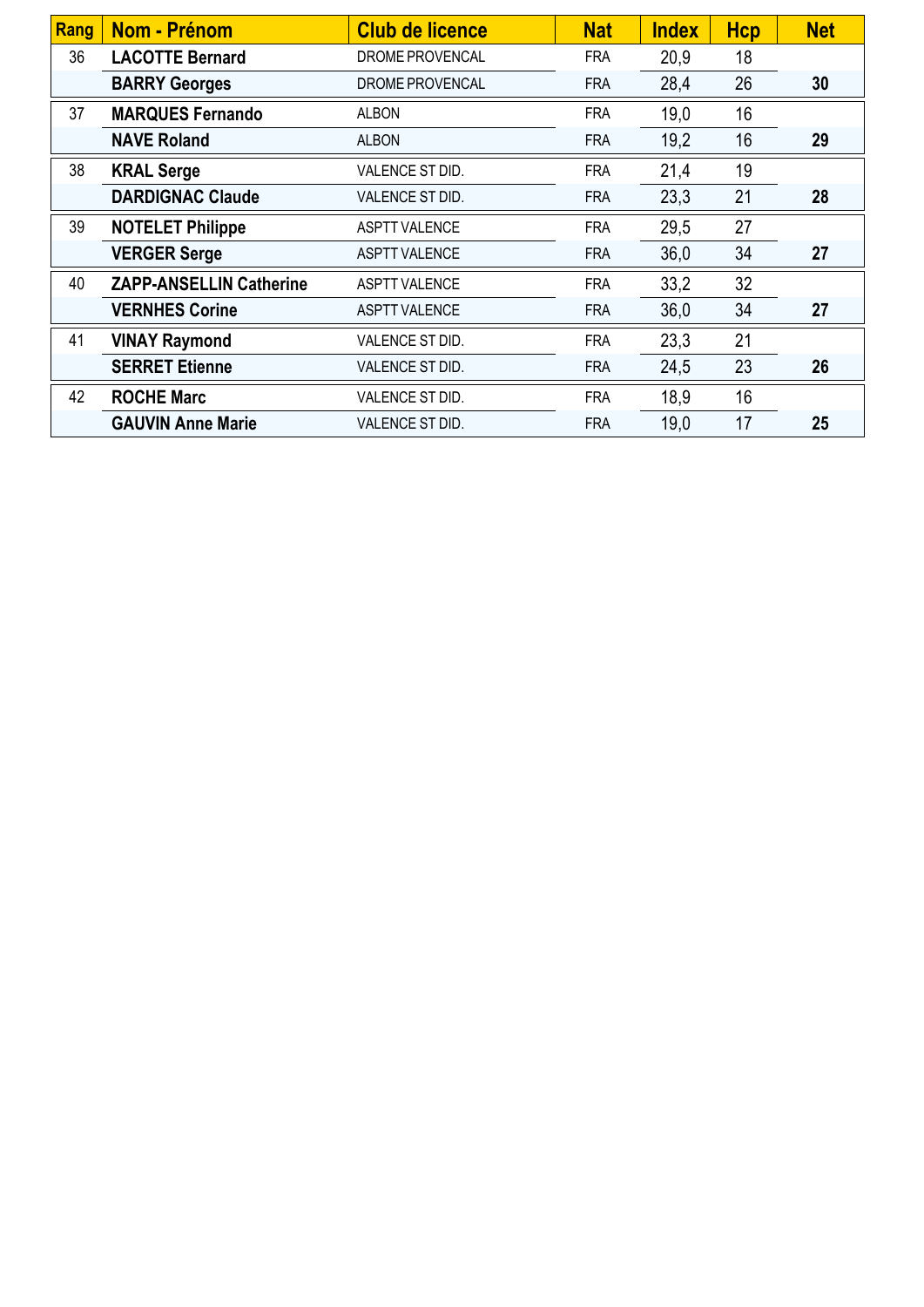| Rang | Nom - Prénom | Club de licence | Nat | Index | Hcp | Net |
|---|---|---|---|---|---|---|
| 36 | **LACOTTE Bernard** | DROME PROVENCAL | FRA | 20,9 | 18 | |
| | **BARRY Georges** | DROME PROVENCAL | FRA | 28,4 | 26 | **30** |
| 37 | **MARQUES Fernando** | ALBON | FRA | 19,0 | 16 | |
| | **NAVE Roland** | ALBON | FRA | 19,2 | 16 | **29** |
| 38 | **KRAL Serge** | VALENCE ST DID. | FRA | 21,4 | 19 | |
| | **DARDIGNAC Claude** | VALENCE ST DID. | FRA | 23,3 | 21 | **28** |
| 39 | **NOTELET Philippe** | ASPTT VALENCE | FRA | 29,5 | 27 | |
| | **VERGER Serge** | ASPTT VALENCE | FRA | 36,0 | 34 | **27** |
| 40 | **ZAPP-ANSELLIN Catherine** | ASPTT VALENCE | FRA | 33,2 | 32 | |
| | **VERNHES Corine** | ASPTT VALENCE | FRA | 36,0 | 34 | **27** |
| 41 | **VINAY Raymond** | VALENCE ST DID. | FRA | 23,3 | 21 | |
| | **SERRET Etienne** | VALENCE ST DID. | FRA | 24,5 | 23 | **26** |
| 42 | **ROCHE Marc** | VALENCE ST DID. | FRA | 18,9 | 16 | |
| | **GAUVIN Anne Marie** | VALENCE ST DID. | FRA | 19,0 | 17 | **25** |